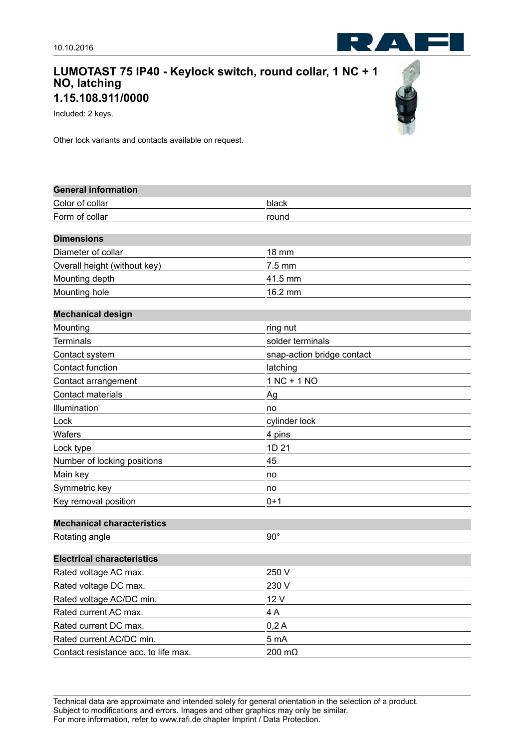10.10.2016

# LUMOTAST 75 IP40 - Keylock switch, round collar, 1 NC + 1 NO, latching

## 1.15.108.911/0000

Included: 2 keys.

Other lock variants and contacts available on request.

| General information | |
|---|---|
| Color of collar | black |
| Form of collar | round |

| Dimensions | |
|---|---|
| Diameter of collar | 18 mm |
| Overall height (without key) | 7.5 mm |
| Mounting depth | 41.5 mm |
| Mounting hole | 16.2 mm |

| Mechanical design | |
|---|---|
| Mounting | ring nut |
| Terminals | solder terminals |
| Contact system | snap-action bridge contact |
| Contact function | latching |
| Contact arrangement | 1 NC + 1 NO |
| Contact materials | Ag |
| Illumination | no |
| Lock | cylinder lock |
| Wafers | 4 pins |
| Lock type | 1D 21 |
| Number of locking positions | 45 |
| Main key | no |
| Symmetric key | no |
| Key removal position | 0+1 |

| Mechanical characteristics | |
|---|---|
| Rotating angle | 90° |

| Electrical characteristics | |
|---|---|
| Rated voltage AC max. | 250 V |
| Rated voltage DC max. | 230 V |
| Rated voltage AC/DC min. | 12 V |
| Rated current AC max. | 4 A |
| Rated current DC max. | 0,2 A |
| Rated current AC/DC min. | 5 mA |
| Contact resistance acc. to life max. | 200 mΩ |

Technical data are approximate and intended solely for general orientation in the selection of a product.
Subject to modifications and errors. Images and other graphics may only be similar.
For more information, refer to www.rafi.de chapter Imprint / Data Protection.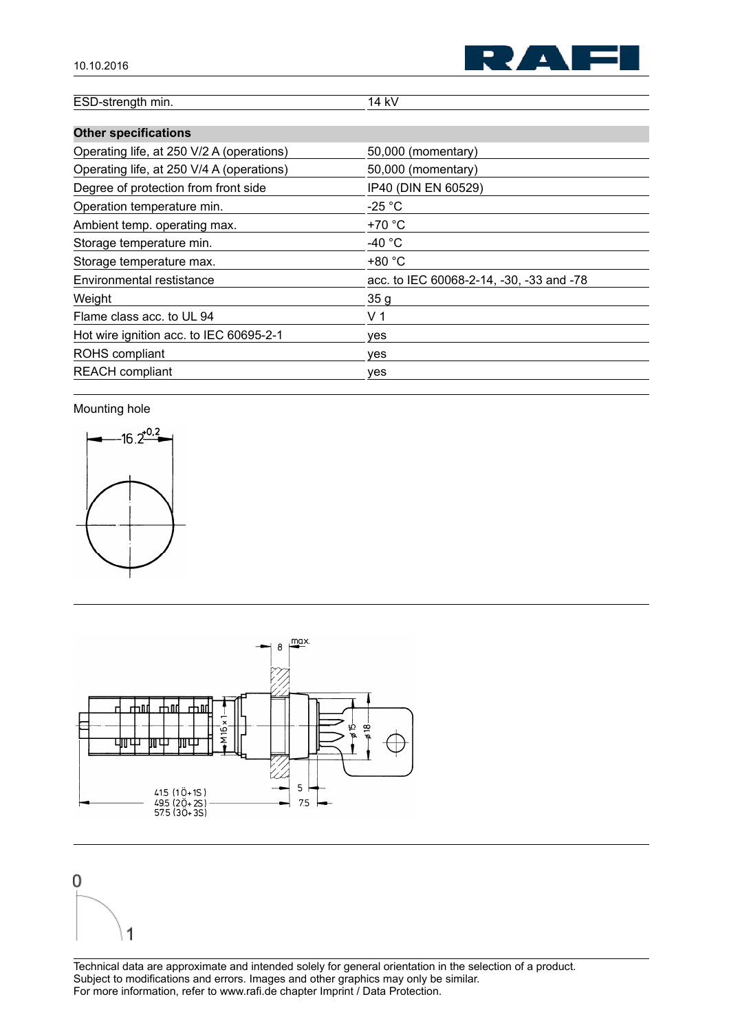| | |
|---|---|
| ESD-strength min. | 14 kV |

| Other specifications | |
|---|---|
| Operating life, at 250 V/2 A (operations) | 50,000 (momentary) |
| Operating life, at 250 V/4 A (operations) | 50,000 (momentary) |
| Degree of protection from front side | IP40 (DIN EN 60529) |
| Operation temperature min. | -25 °C |
| Ambient temp. operating max. | +70 °C |
| Storage temperature min. | -40 °C |
| Storage temperature max. | +80 °C |
| Environmental restistance | acc. to IEC 60068-2-14, -30, -33 and -78 |
| Weight | 35 g |
| Flame class acc. to UL 94 | V 1 |
| Hot wire ignition acc. to IEC 60695-2-1 | yes |
| ROHS compliant | yes |
| REACH compliant | yes |

Mounting hole

16.2 +0.2

8 max.

M16 x 1

ø 15

ø 18

41.5 (1Ö+1S)
49.5 (2Ö+2S)
57.5 (3Ö+3S)

5

7.5

0

1

Technical data are approximate and intended solely for general orientation in the selection of a product.
Subject to modifications and errors. Images and other graphics may only be similar.
For more information, refer to www.rafi.de chapter Imprint / Data Protection.